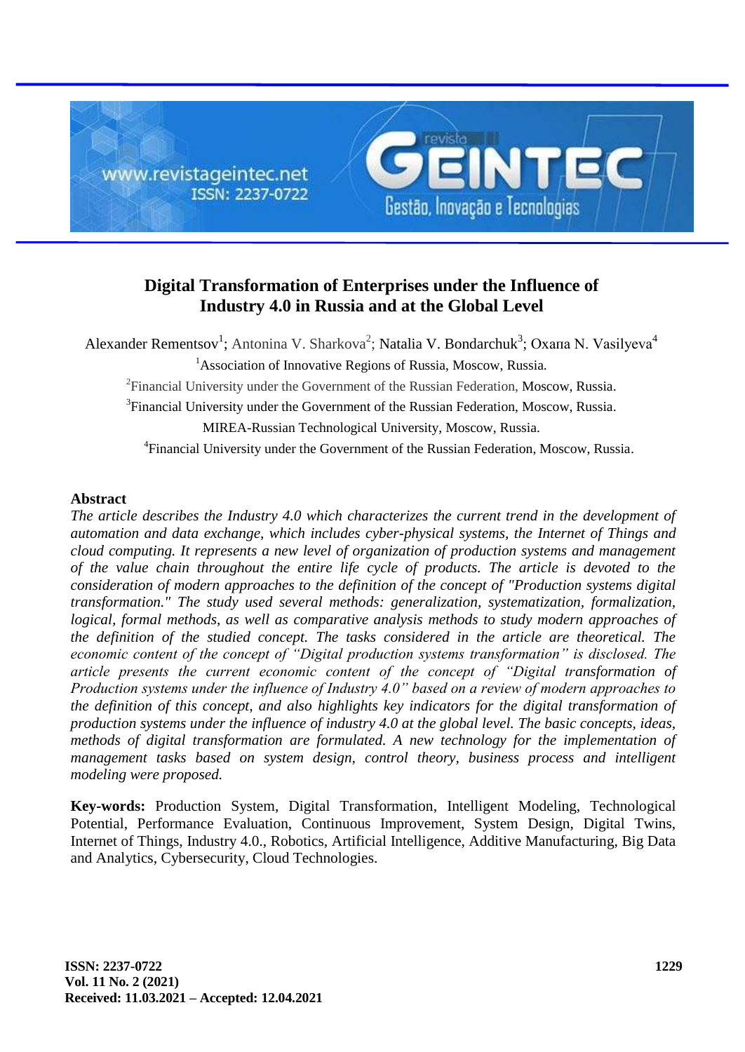# Digital Transformation of Enterprises under the Influence of Industry 4.0 in Russia and at the Global Level

Alexander Rementsov[1]; Antonina V. Sharkova[2]; Natalia V. Bondarchuk[3]; Oxana N. Vasilyeva[4]

[1]Association of Innovative Regions of Russia, Moscow, Russia.

[2]Financial University under the Government of the Russian Federation, Moscow, Russia.

[3]Financial University under the Government of the Russian Federation, Moscow, Russia.

MIREA-Russian Technological University, Moscow, Russia.

[4]Financial University under the Government of the Russian Federation, Moscow, Russia.

## Abstract

*The article describes the Industry 4.0 which characterizes the current trend in the development of automation and data exchange, which includes cyber-physical systems, the Internet of Things and cloud computing. It represents a new level of organization of production systems and management of the value chain throughout the entire life cycle of products. The article is devoted to the consideration of modern approaches to the definition of the concept of "Production systems digital transformation." The study used several methods: generalization, systematization, formalization, logical, formal methods, as well as comparative analysis methods to study modern approaches of the definition of the studied concept. The tasks considered in the article are theoretical. The economic content of the concept of "Digital production systems transformation" is disclosed. The article presents the current economic content of the concept of "Digital transformation of Production systems under the influence of Industry 4.0" based on a review of modern approaches to the definition of this concept, and also highlights key indicators for the digital transformation of production systems under the influence of industry 4.0 at the global level. The basic concepts, ideas, methods of digital transformation are formulated. A new technology for the implementation of management tasks based on system design, control theory, business process and intelligent modeling were proposed.*

**Key-words:** Production System, Digital Transformation, Intelligent Modeling, Technological Potential, Performance Evaluation, Continuous Improvement, System Design, Digital Twins, Internet of Things, Industry 4.0., Robotics, Artificial Intelligence, Additive Manufacturing, Big Data and Analytics, Cybersecurity, Cloud Technologies.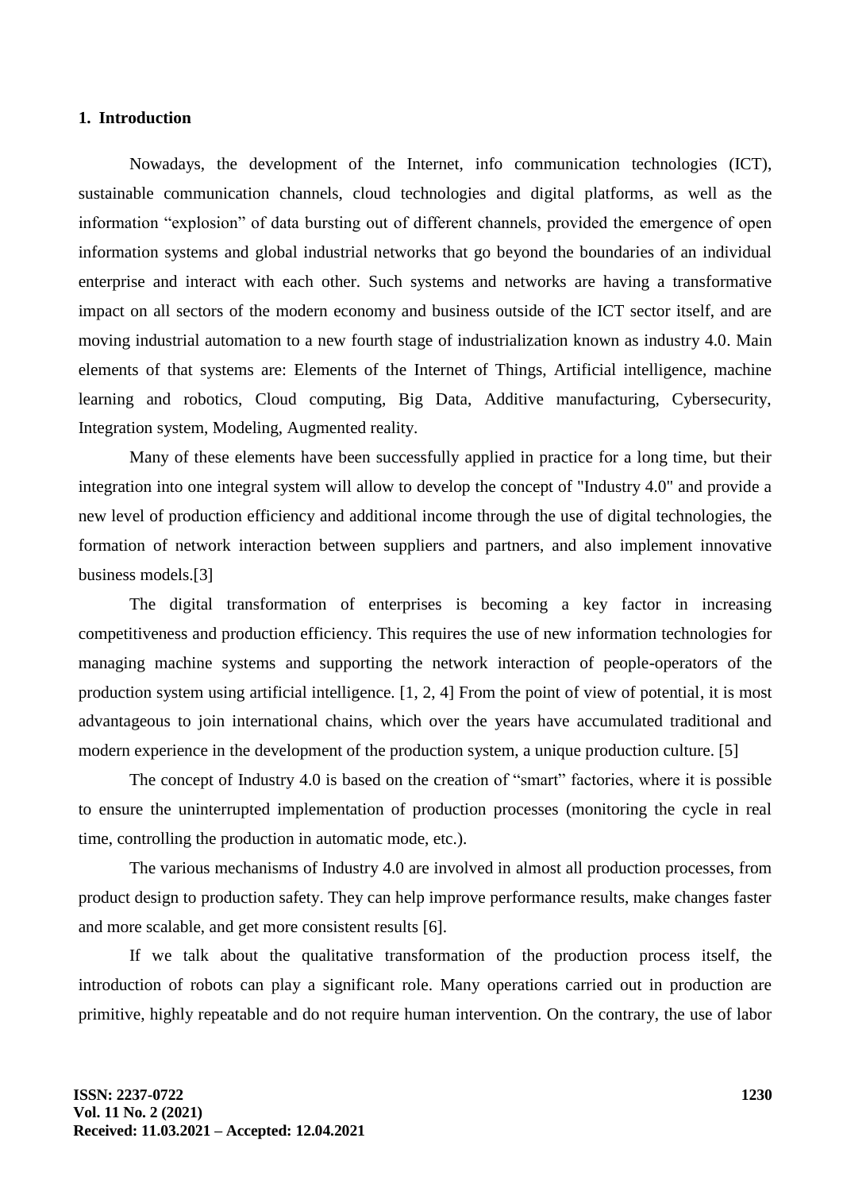## 1. Introduction

Nowadays, the development of the Internet, info communication technologies (ICT), sustainable communication channels, cloud technologies and digital platforms, as well as the information "explosion" of data bursting out of different channels, provided the emergence of open information systems and global industrial networks that go beyond the boundaries of an individual enterprise and interact with each other. Such systems and networks are having a transformative impact on all sectors of the modern economy and business outside of the ICT sector itself, and are moving industrial automation to a new fourth stage of industrialization known as industry 4.0. Main elements of that systems are: Elements of the Internet of Things, Artificial intelligence, machine learning and robotics, Cloud computing, Big Data, Additive manufacturing, Cybersecurity, Integration system, Modeling, Augmented reality.

Many of these elements have been successfully applied in practice for a long time, but their integration into one integral system will allow to develop the concept of "Industry 4.0" and provide a new level of production efficiency and additional income through the use of digital technologies, the formation of network interaction between suppliers and partners, and also implement innovative business models.[3]

The digital transformation of enterprises is becoming a key factor in increasing competitiveness and production efficiency. This requires the use of new information technologies for managing machine systems and supporting the network interaction of people-operators of the production system using artificial intelligence. [1, 2, 4] From the point of view of potential, it is most advantageous to join international chains, which over the years have accumulated traditional and modern experience in the development of the production system, a unique production culture. [5]

The concept of Industry 4.0 is based on the creation of "smart" factories, where it is possible to ensure the uninterrupted implementation of production processes (monitoring the cycle in real time, controlling the production in automatic mode, etc.).

The various mechanisms of Industry 4.0 are involved in almost all production processes, from product design to production safety. They can help improve performance results, make changes faster and more scalable, and get more consistent results [6].

If we talk about the qualitative transformation of the production process itself, the introduction of robots can play a significant role. Many operations carried out in production are primitive, highly repeatable and do not require human intervention. On the contrary, the use of labor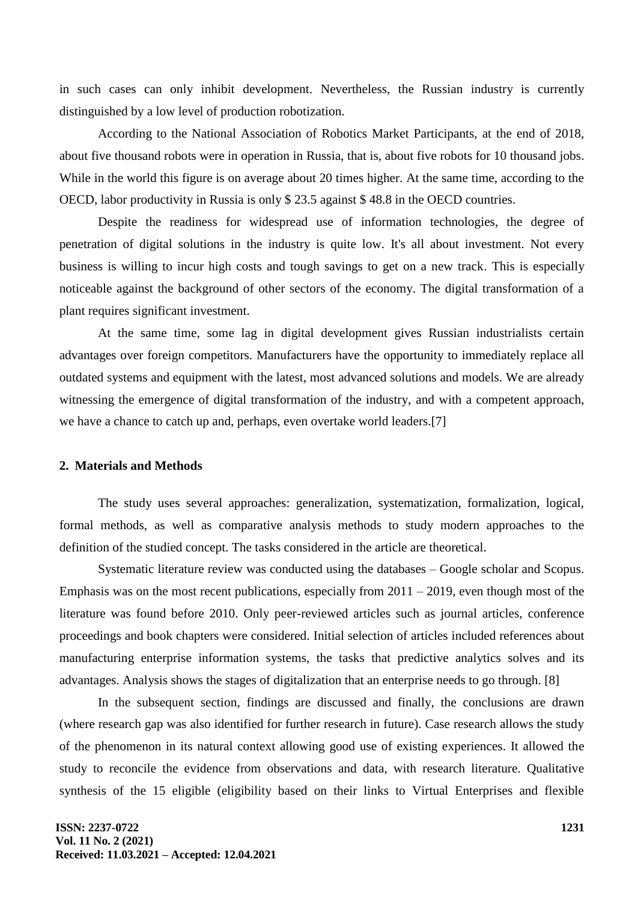in such cases can only inhibit development. Nevertheless, the Russian industry is currently distinguished by a low level of production robotization.

According to the National Association of Robotics Market Participants, at the end of 2018, about five thousand robots were in operation in Russia, that is, about five robots for 10 thousand jobs. While in the world this figure is on average about 20 times higher. At the same time, according to the OECD, labor productivity in Russia is only $ 23.5 against $ 48.8 in the OECD countries.

Despite the readiness for widespread use of information technologies, the degree of penetration of digital solutions in the industry is quite low. It's all about investment. Not every business is willing to incur high costs and tough savings to get on a new track. This is especially noticeable against the background of other sectors of the economy. The digital transformation of a plant requires significant investment.

At the same time, some lag in digital development gives Russian industrialists certain advantages over foreign competitors. Manufacturers have the opportunity to immediately replace all outdated systems and equipment with the latest, most advanced solutions and models. We are already witnessing the emergence of digital transformation of the industry, and with a competent approach, we have a chance to catch up and, perhaps, even overtake world leaders.[7]

## 2. Materials and Methods

The study uses several approaches: generalization, systematization, formalization, logical, formal methods, as well as comparative analysis methods to study modern approaches to the definition of the studied concept. The tasks considered in the article are theoretical.

Systematic literature review was conducted using the databases – Google scholar and Scopus. Emphasis was on the most recent publications, especially from 2011 – 2019, even though most of the literature was found before 2010. Only peer-reviewed articles such as journal articles, conference proceedings and book chapters were considered. Initial selection of articles included references about manufacturing enterprise information systems, the tasks that predictive analytics solves and its advantages. Analysis shows the stages of digitalization that an enterprise needs to go through. [8]

In the subsequent section, findings are discussed and finally, the conclusions are drawn (where research gap was also identified for further research in future). Case research allows the study of the phenomenon in its natural context allowing good use of existing experiences. It allowed the study to reconcile the evidence from observations and data, with research literature. Qualitative synthesis of the 15 eligible (eligibility based on their links to Virtual Enterprises and flexible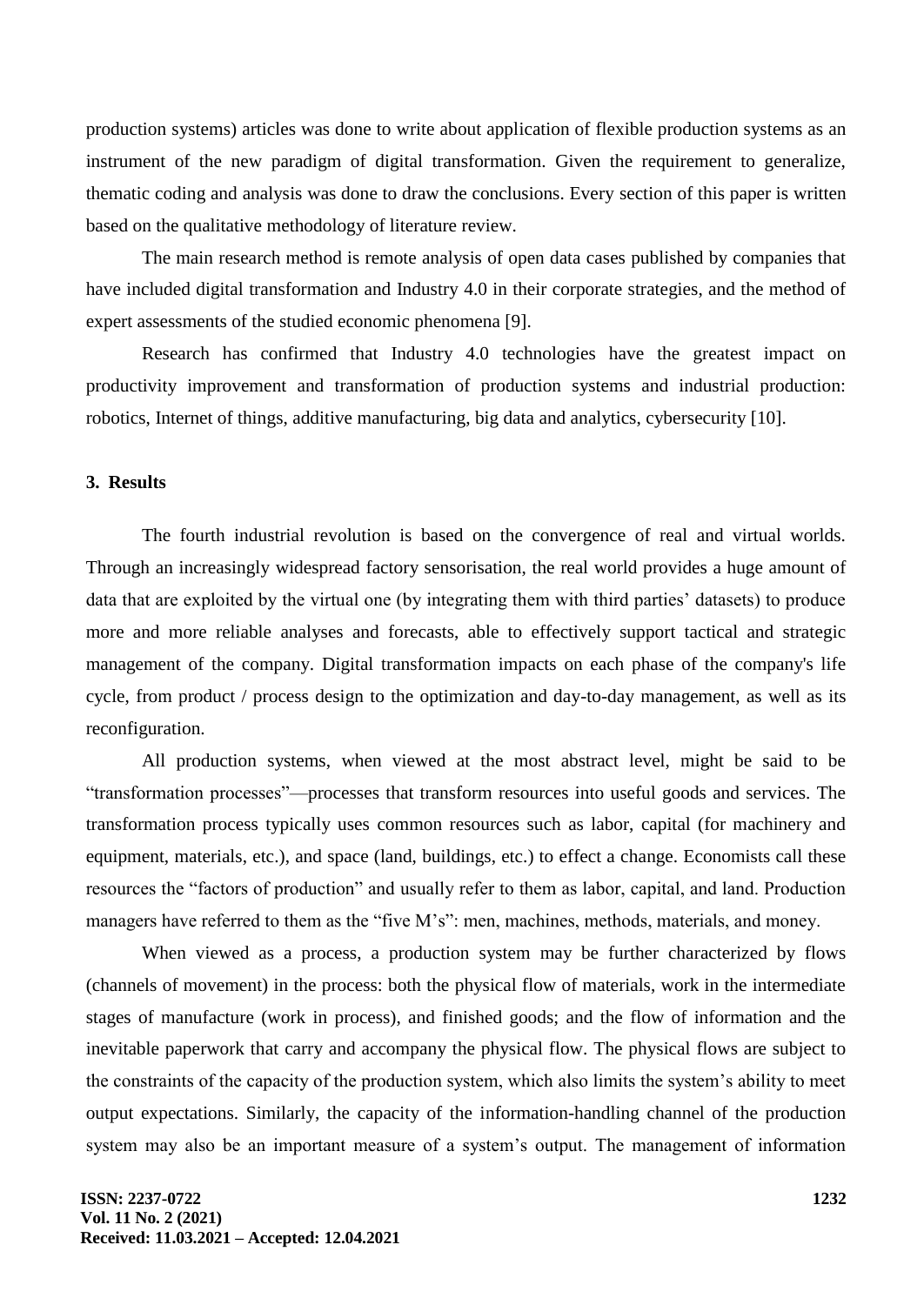production systems) articles was done to write about application of flexible production systems as an instrument of the new paradigm of digital transformation. Given the requirement to generalize, thematic coding and analysis was done to draw the conclusions. Every section of this paper is written based on the qualitative methodology of literature review.

The main research method is remote analysis of open data cases published by companies that have included digital transformation and Industry 4.0 in their corporate strategies, and the method of expert assessments of the studied economic phenomena [9].

Research has confirmed that Industry 4.0 technologies have the greatest impact on productivity improvement and transformation of production systems and industrial production: robotics, Internet of things, additive manufacturing, big data and analytics, cybersecurity [10].

## 3. Results

The fourth industrial revolution is based on the convergence of real and virtual worlds. Through an increasingly widespread factory sensorisation, the real world provides a huge amount of data that are exploited by the virtual one (by integrating them with third parties' datasets) to produce more and more reliable analyses and forecasts, able to effectively support tactical and strategic management of the company. Digital transformation impacts on each phase of the company's life cycle, from product / process design to the optimization and day-to-day management, as well as its reconfiguration.

All production systems, when viewed at the most abstract level, might be said to be "transformation processes"—processes that transform resources into useful goods and services. The transformation process typically uses common resources such as labor, capital (for machinery and equipment, materials, etc.), and space (land, buildings, etc.) to effect a change. Economists call these resources the "factors of production" and usually refer to them as labor, capital, and land. Production managers have referred to them as the "five M's": men, machines, methods, materials, and money.

When viewed as a process, a production system may be further characterized by flows (channels of movement) in the process: both the physical flow of materials, work in the intermediate stages of manufacture (work in process), and finished goods; and the flow of information and the inevitable paperwork that carry and accompany the physical flow. The physical flows are subject to the constraints of the capacity of the production system, which also limits the system's ability to meet output expectations. Similarly, the capacity of the information-handling channel of the production system may also be an important measure of a system's output. The management of information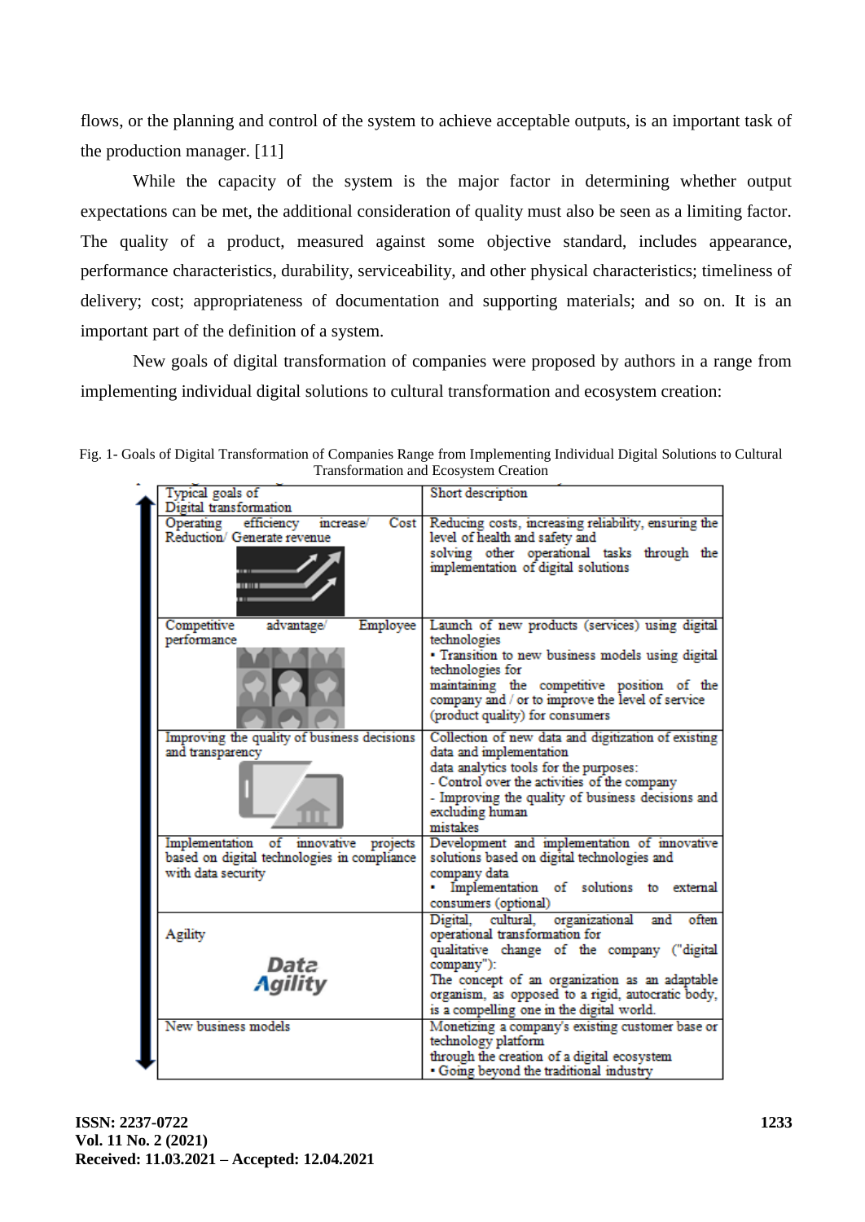flows, or the planning and control of the system to achieve acceptable outputs, is an important task of the production manager. [11]

While the capacity of the system is the major factor in determining whether output expectations can be met, the additional consideration of quality must also be seen as a limiting factor. The quality of a product, measured against some objective standard, includes appearance, performance characteristics, durability, serviceability, and other physical characteristics; timeliness of delivery; cost; appropriateness of documentation and supporting materials; and so on. It is an important part of the definition of a system.

New goals of digital transformation of companies were proposed by authors in a range from implementing individual digital solutions to cultural transformation and ecosystem creation:

Fig. 1- Goals of Digital Transformation of Companies Range from Implementing Individual Digital Solutions to Cultural Transformation and Ecosystem Creation

| Typical goals of Digital transformation | Short description |
|---|---|
| Operating efficiency increase/ Cost Reduction/ Generate revenue | Reducing costs, increasing reliability, ensuring the level of health and safety and solving other operational tasks through the implementation of digital solutions |
| Competitive advantage/ Employee performance | Launch of new products (services) using digital technologies<br>• Transition to new business models using digital technologies for maintaining the competitive position of the company and / or to improve the level of service (product quality) for consumers |
| Improving the quality of business decisions and transparency | Collection of new data and digitization of existing data and implementation data analytics tools for the purposes:<br>- Control over the activities of the company<br>- Improving the quality of business decisions and excluding human mistakes |
| Implementation of innovative projects based on digital technologies in compliance with data security | Development and implementation of innovative solutions based on digital technologies and company data<br>• Implementation of solutions to external consumers (optional) |
| Agility<br>Data Agility | Digital, cultural, organizational and often operational transformation for qualitative change of the company ("digital company"):<br>The concept of an organization as an adaptable organism, as opposed to a rigid, autocratic body, is a compelling one in the digital world. |
| New business models | Monetizing a company's existing customer base or technology platform through the creation of a digital ecosystem<br>• Going beyond the traditional industry |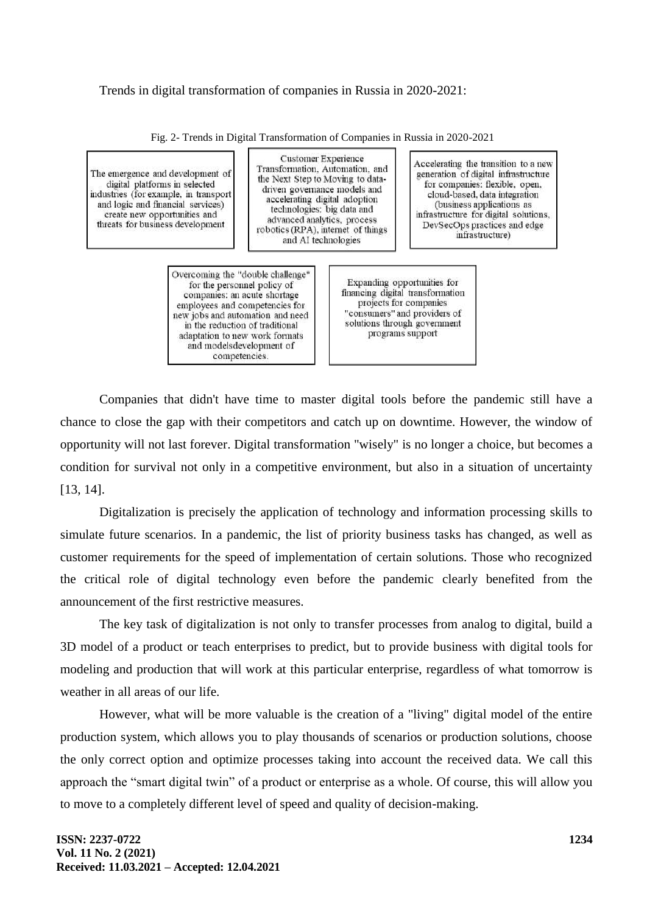Trends in digital transformation of companies in Russia in 2020-2021:

Fig. 2- Trends in Digital Transformation of Companies in Russia in 2020-2021

The emergence and development of digital platforms in selected industries (for example, in transport and logic and financial services) create new opportunities and threats for business development

Customer Experience Transformation, Automation, and the Next Step to Moving to data-driven governance models and accelerating digital adoption technologies: big data and advanced analytics, process robotics (RPA), internet of things and AI technologies

Accelerating the transition to a new generation of digital infrastructure for companies: flexible, open, cloud-based, data integration (business applications as infrastructure for digital solutions, DevSecOps practices and edge infrastructure)

Overcoming the "double challenge" for the personnel policy of companies: an acute shortage employees and competencies for new jobs and automation and need in the reduction of traditional adaptation to new work formats and modelsdevelopment of competencies.

Expanding opportunities for financing digital transformation projects for companies "consumers" and providers of solutions through government programs support

Companies that didn't have time to master digital tools before the pandemic still have a chance to close the gap with their competitors and catch up on downtime. However, the window of opportunity will not last forever. Digital transformation "wisely" is no longer a choice, but becomes a condition for survival not only in a competitive environment, but also in a situation of uncertainty [13, 14].

Digitalization is precisely the application of technology and information processing skills to simulate future scenarios. In a pandemic, the list of priority business tasks has changed, as well as customer requirements for the speed of implementation of certain solutions. Those who recognized the critical role of digital technology even before the pandemic clearly benefited from the announcement of the first restrictive measures.

The key task of digitalization is not only to transfer processes from analog to digital, build a 3D model of a product or teach enterprises to predict, but to provide business with digital tools for modeling and production that will work at this particular enterprise, regardless of what tomorrow is weather in all areas of our life.

However, what will be more valuable is the creation of a "living" digital model of the entire production system, which allows you to play thousands of scenarios or production solutions, choose the only correct option and optimize processes taking into account the received data. We call this approach the "smart digital twin" of a product or enterprise as a whole. Of course, this will allow you to move to a completely different level of speed and quality of decision-making.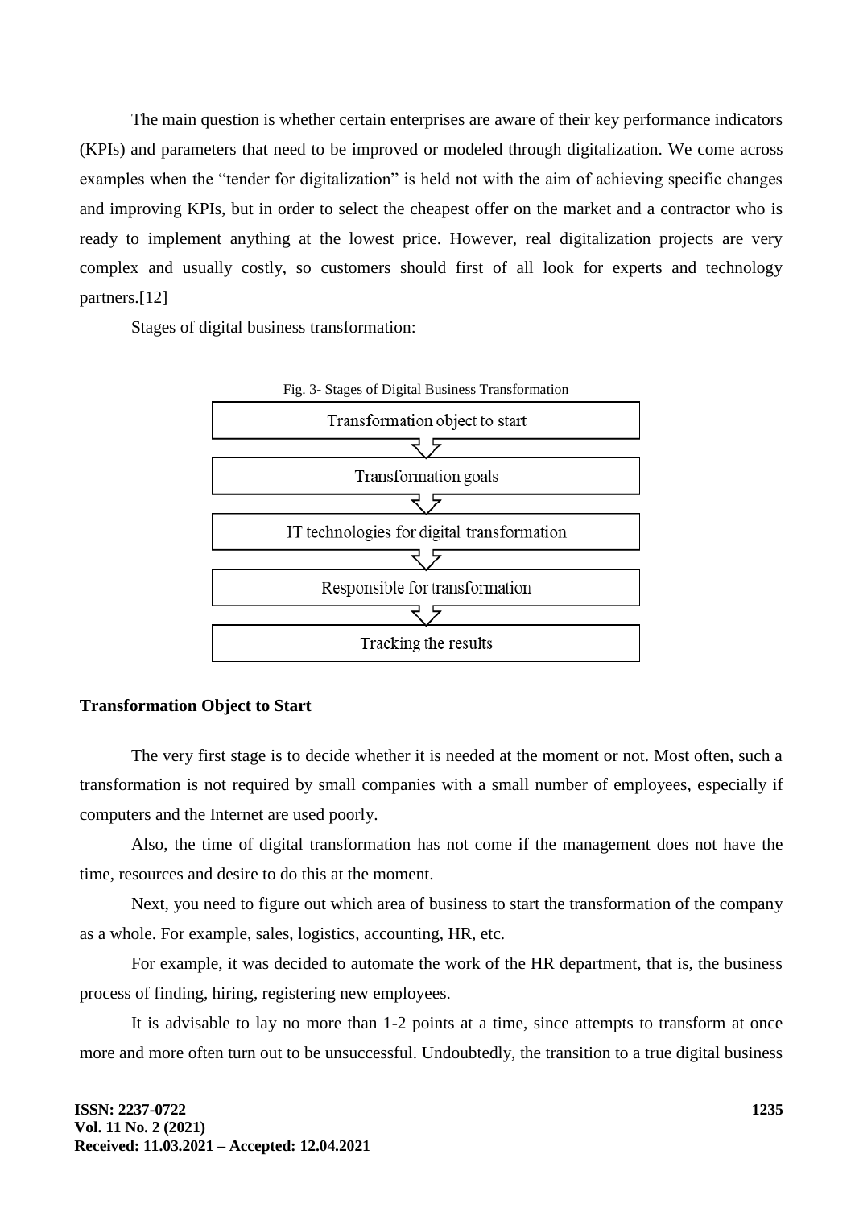The main question is whether certain enterprises are aware of their key performance indicators (KPIs) and parameters that need to be improved or modeled through digitalization. We come across examples when the "tender for digitalization" is held not with the aim of achieving specific changes and improving KPIs, but in order to select the cheapest offer on the market and a contractor who is ready to implement anything at the lowest price. However, real digitalization projects are very complex and usually costly, so customers should first of all look for experts and technology partners.[12]

Stages of digital business transformation:

Fig. 3- Stages of Digital Business Transformation

Transformation object to start
↓
Transformation goals
↓
IT technologies for digital transformation
↓
Responsible for transformation
↓
Tracking the results

**Transformation Object to Start**

The very first stage is to decide whether it is needed at the moment or not. Most often, such a transformation is not required by small companies with a small number of employees, especially if computers and the Internet are used poorly.

Also, the time of digital transformation has not come if the management does not have the time, resources and desire to do this at the moment.

Next, you need to figure out which area of business to start the transformation of the company as a whole. For example, sales, logistics, accounting, HR, etc.

For example, it was decided to automate the work of the HR department, that is, the business process of finding, hiring, registering new employees.

It is advisable to lay no more than 1-2 points at a time, since attempts to transform at once more and more often turn out to be unsuccessful. Undoubtedly, the transition to a true digital business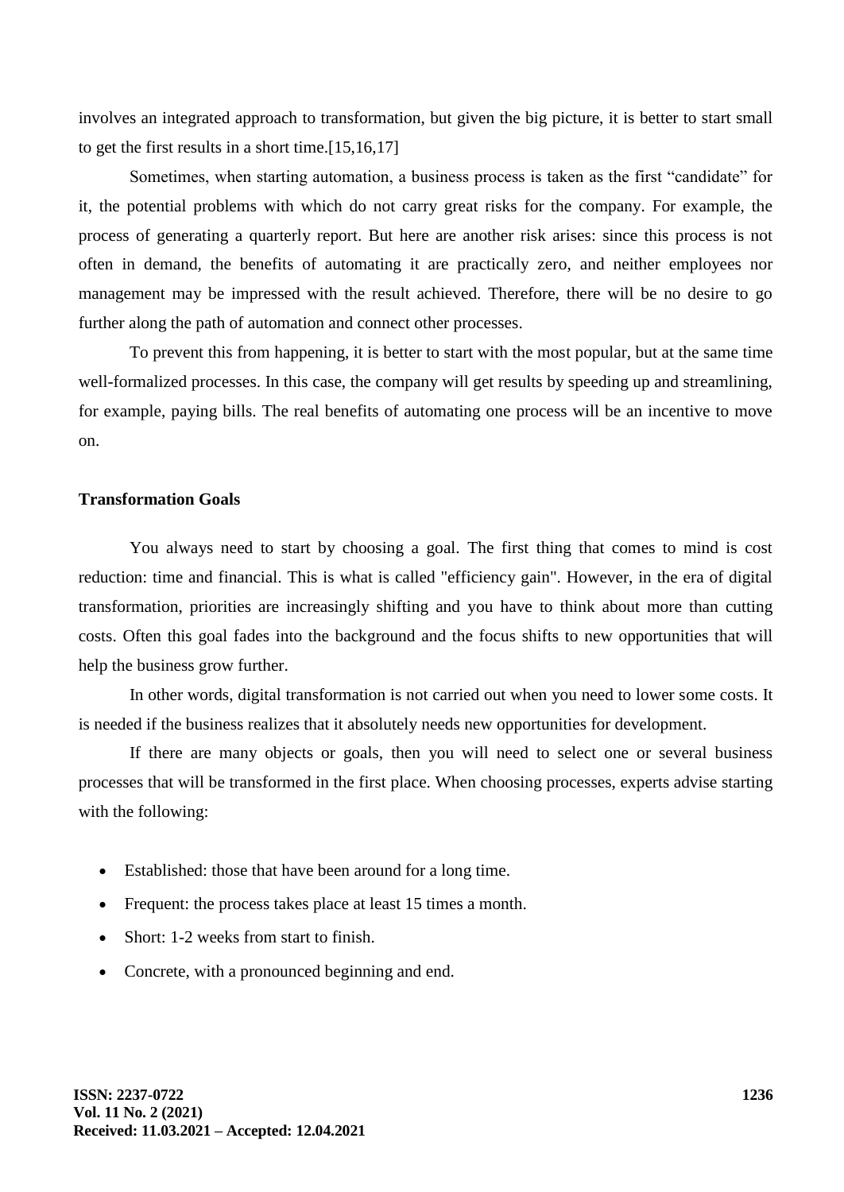involves an integrated approach to transformation, but given the big picture, it is better to start small to get the first results in a short time.[15,16,17]

Sometimes, when starting automation, a business process is taken as the first "candidate" for it, the potential problems with which do not carry great risks for the company. For example, the process of generating a quarterly report. But here are another risk arises: since this process is not often in demand, the benefits of automating it are practically zero, and neither employees nor management may be impressed with the result achieved. Therefore, there will be no desire to go further along the path of automation and connect other processes.

To prevent this from happening, it is better to start with the most popular, but at the same time well-formalized processes. In this case, the company will get results by speeding up and streamlining, for example, paying bills. The real benefits of automating one process will be an incentive to move on.

**Transformation Goals**

You always need to start by choosing a goal. The first thing that comes to mind is cost reduction: time and financial. This is what is called "efficiency gain". However, in the era of digital transformation, priorities are increasingly shifting and you have to think about more than cutting costs. Often this goal fades into the background and the focus shifts to new opportunities that will help the business grow further.

In other words, digital transformation is not carried out when you need to lower some costs. It is needed if the business realizes that it absolutely needs new opportunities for development.

If there are many objects or goals, then you will need to select one or several business processes that will be transformed in the first place. When choosing processes, experts advise starting with the following:

- Established: those that have been around for a long time.
- Frequent: the process takes place at least 15 times a month.
- Short: 1-2 weeks from start to finish.
- Concrete, with a pronounced beginning and end.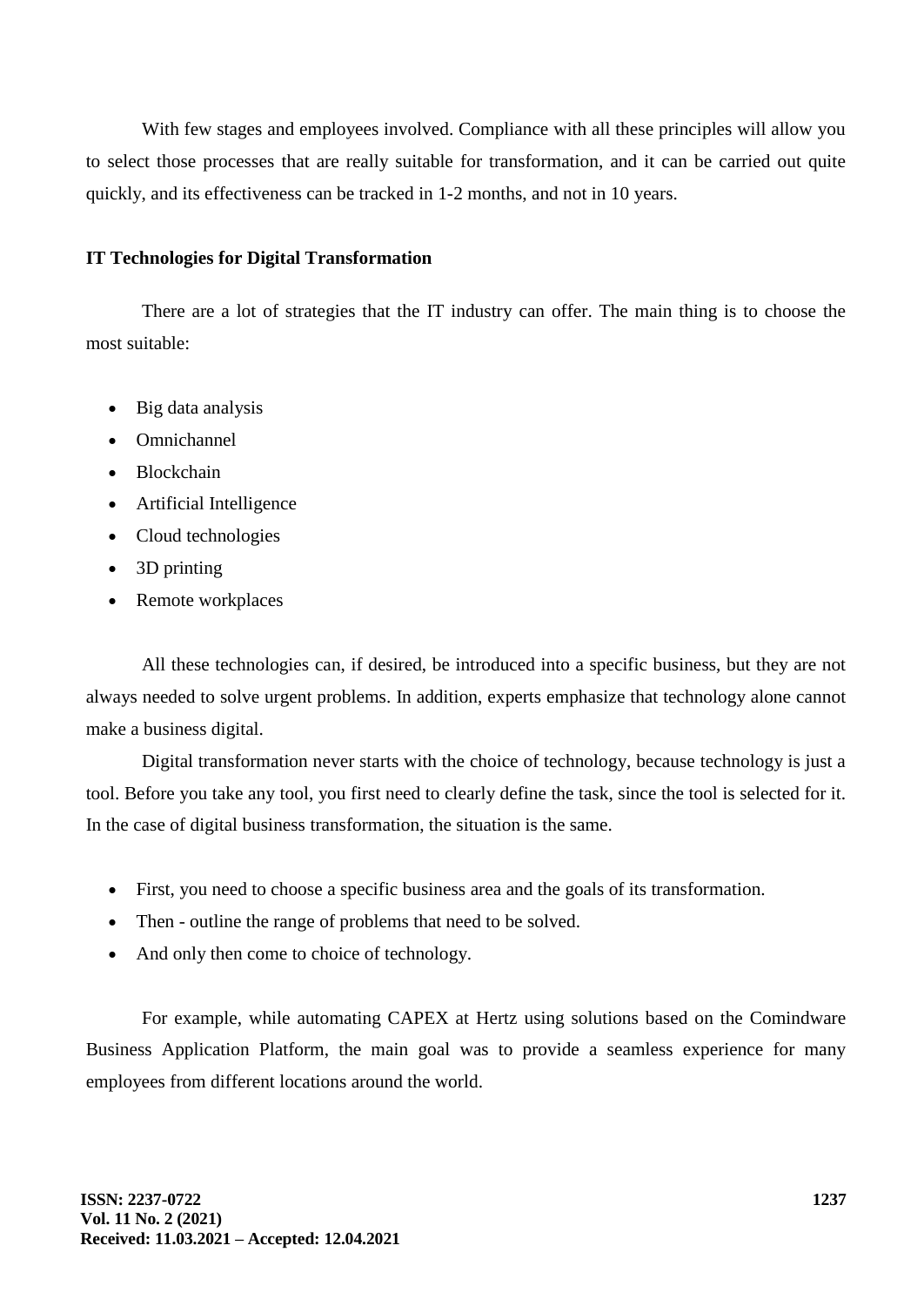With few stages and employees involved. Compliance with all these principles will allow you to select those processes that are really suitable for transformation, and it can be carried out quite quickly, and its effectiveness can be tracked in 1-2 months, and not in 10 years.

**IT Technologies for Digital Transformation**

There are a lot of strategies that the IT industry can offer. The main thing is to choose the most suitable:

- Big data analysis
- Omnichannel
- Blockchain
- Artificial Intelligence
- Cloud technologies
- 3D printing
- Remote workplaces

All these technologies can, if desired, be introduced into a specific business, but they are not always needed to solve urgent problems. In addition, experts emphasize that technology alone cannot make a business digital.

Digital transformation never starts with the choice of technology, because technology is just a tool. Before you take any tool, you first need to clearly define the task, since the tool is selected for it. In the case of digital business transformation, the situation is the same.

- First, you need to choose a specific business area and the goals of its transformation.
- Then - outline the range of problems that need to be solved.
- And only then come to choice of technology.

For example, while automating CAPEX at Hertz using solutions based on the Comindware Business Application Platform, the main goal was to provide a seamless experience for many employees from different locations around the world.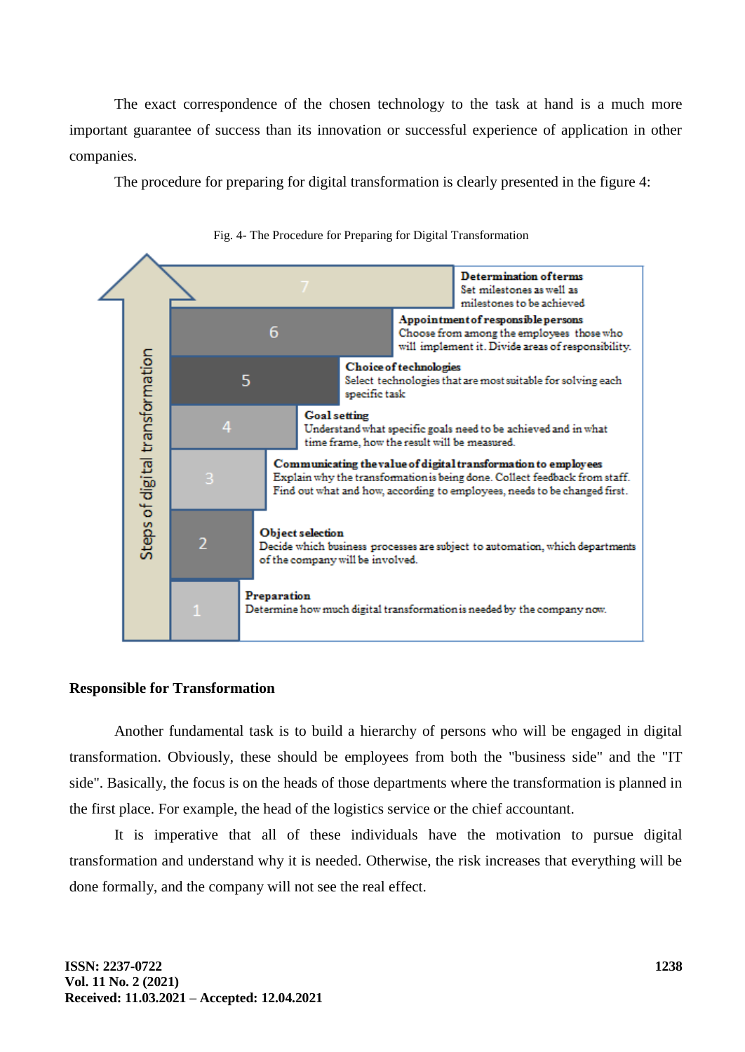The exact correspondence of the chosen technology to the task at hand is a much more important guarantee of success than its innovation or successful experience of application in other companies.

The procedure for preparing for digital transformation is clearly presented in the figure 4:

Fig. 4- The Procedure for Preparing for Digital Transformation

Steps of digital transformation

7 — **Determination of terms**
Set milestones as well as milestones to be achieved

6 — **Appointment of responsible persons**
Choose from among the employees those who will implement it. Divide areas of responsibility.

5 — **Choice of technologies**
Select technologies that are most suitable for solving each specific task

4 — **Goal setting**
Understand what specific goals need to be achieved and in what time frame, how the result will be measured.

3 — **Communicating the value of digital transformation to employees**
Explain why the transformation is being done. Collect feedback from staff. Find out what and how, according to employees, needs to be changed first.

2 — **Object selection**
Decide which business processes are subject to automation, which departments of the company will be involved.

1 — **Preparation**
Determine how much digital transformation is needed by the company now.

**Responsible for Transformation**

Another fundamental task is to build a hierarchy of persons who will be engaged in digital transformation. Obviously, these should be employees from both the "business side" and the "IT side". Basically, the focus is on the heads of those departments where the transformation is planned in the first place. For example, the head of the logistics service or the chief accountant.

It is imperative that all of these individuals have the motivation to pursue digital transformation and understand why it is needed. Otherwise, the risk increases that everything will be done formally, and the company will not see the real effect.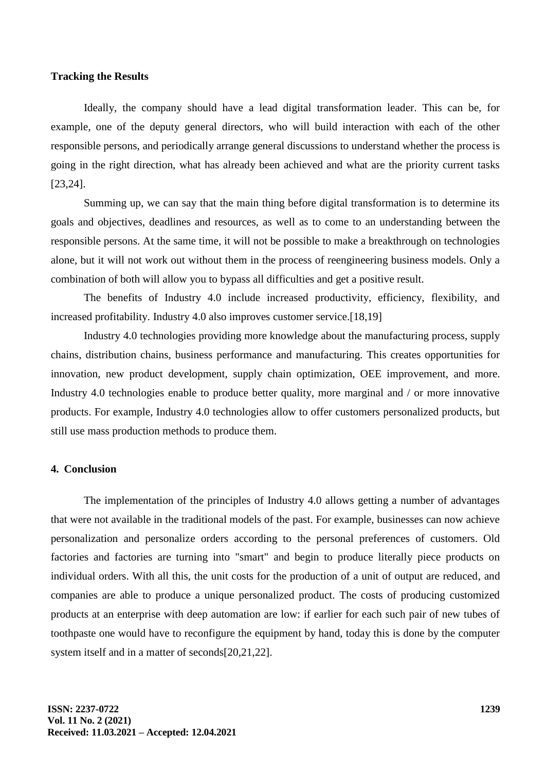**Tracking the Results**

Ideally, the company should have a lead digital transformation leader. This can be, for example, one of the deputy general directors, who will build interaction with each of the other responsible persons, and periodically arrange general discussions to understand whether the process is going in the right direction, what has already been achieved and what are the priority current tasks [23,24].

Summing up, we can say that the main thing before digital transformation is to determine its goals and objectives, deadlines and resources, as well as to come to an understanding between the responsible persons. At the same time, it will not be possible to make a breakthrough on technologies alone, but it will not work out without them in the process of reengineering business models. Only a combination of both will allow you to bypass all difficulties and get a positive result.

The benefits of Industry 4.0 include increased productivity, efficiency, flexibility, and increased profitability. Industry 4.0 also improves customer service.[18,19]

Industry 4.0 technologies providing more knowledge about the manufacturing process, supply chains, distribution chains, business performance and manufacturing. This creates opportunities for innovation, new product development, supply chain optimization, OEE improvement, and more. Industry 4.0 technologies enable to produce better quality, more marginal and / or more innovative products. For example, Industry 4.0 technologies allow to offer customers personalized products, but still use mass production methods to produce them.

## 4. Conclusion

The implementation of the principles of Industry 4.0 allows getting a number of advantages that were not available in the traditional models of the past. For example, businesses can now achieve personalization and personalize orders according to the personal preferences of customers. Old factories and factories are turning into "smart" and begin to produce literally piece products on individual orders. With all this, the unit costs for the production of a unit of output are reduced, and companies are able to produce a unique personalized product. The costs of producing customized products at an enterprise with deep automation are low: if earlier for each such pair of new tubes of toothpaste one would have to reconfigure the equipment by hand, today this is done by the computer system itself and in a matter of seconds[20,21,22].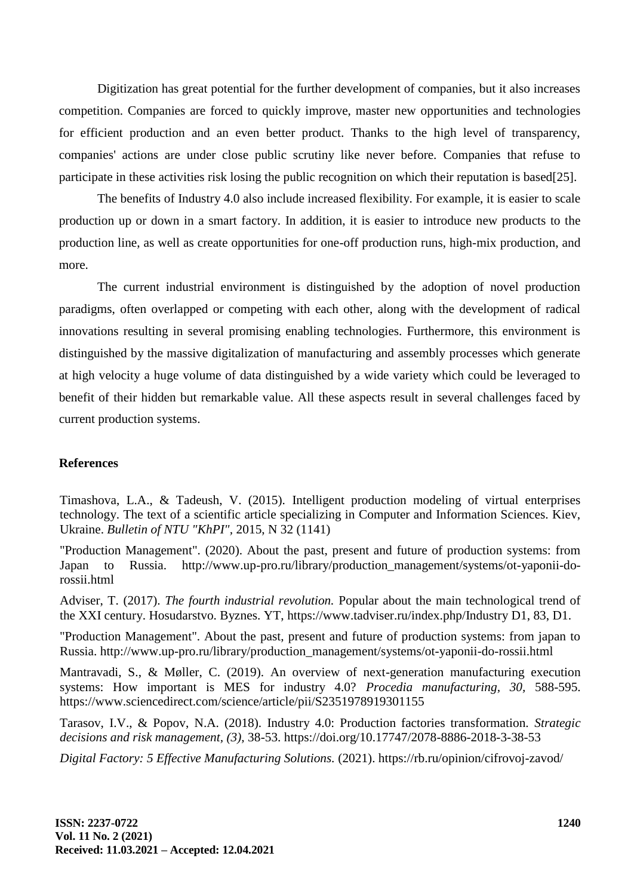Digitization has great potential for the further development of companies, but it also increases competition. Companies are forced to quickly improve, master new opportunities and technologies for efficient production and an even better product. Thanks to the high level of transparency, companies' actions are under close public scrutiny like never before. Companies that refuse to participate in these activities risk losing the public recognition on which their reputation is based[25].

The benefits of Industry 4.0 also include increased flexibility. For example, it is easier to scale production up or down in a smart factory. In addition, it is easier to introduce new products to the production line, as well as create opportunities for one-off production runs, high-mix production, and more.

The current industrial environment is distinguished by the adoption of novel production paradigms, often overlapped or competing with each other, along with the development of radical innovations resulting in several promising enabling technologies. Furthermore, this environment is distinguished by the massive digitalization of manufacturing and assembly processes which generate at high velocity a huge volume of data distinguished by a wide variety which could be leveraged to benefit of their hidden but remarkable value. All these aspects result in several challenges faced by current production systems.

## References

Timashova, L.A., & Tadeush, V. (2015). Intelligent production modeling of virtual enterprises technology. The text of a scientific article specializing in Computer and Information Sciences. Kiev, Ukraine. *Bulletin of NTU "KhPI"*, 2015, N 32 (1141)

"Production Management". (2020). About the past, present and future of production systems: from Japan to Russia. http://www.up-pro.ru/library/production_management/systems/ot-yaponii-do-rossii.html

Adviser, T. (2017). *The fourth industrial revolution.* Popular about the main technological trend of the XXI century. Hosudarstvo. Byznes. YT, https://www.tadviser.ru/index.php/Industry D1, 83, D1.

"Production Management". About the past, present and future of production systems: from japan to Russia. http://www.up-pro.ru/library/production_management/systems/ot-yaponii-do-rossii.html

Mantravadi, S., & Møller, C. (2019). An overview of next-generation manufacturing execution systems: How important is MES for industry 4.0? *Procedia manufacturing, 30,* 588-595. https://www.sciencedirect.com/science/article/pii/S2351978919301155

Tarasov, I.V., & Popov, N.A. (2018). Industry 4.0: Production factories transformation. *Strategic decisions and risk management, (3),* 38-53. https://doi.org/10.17747/2078-8886-2018-3-38-53

*Digital Factory: 5 Effective Manufacturing Solutions.* (2021). https://rb.ru/opinion/cifrovoj-zavod/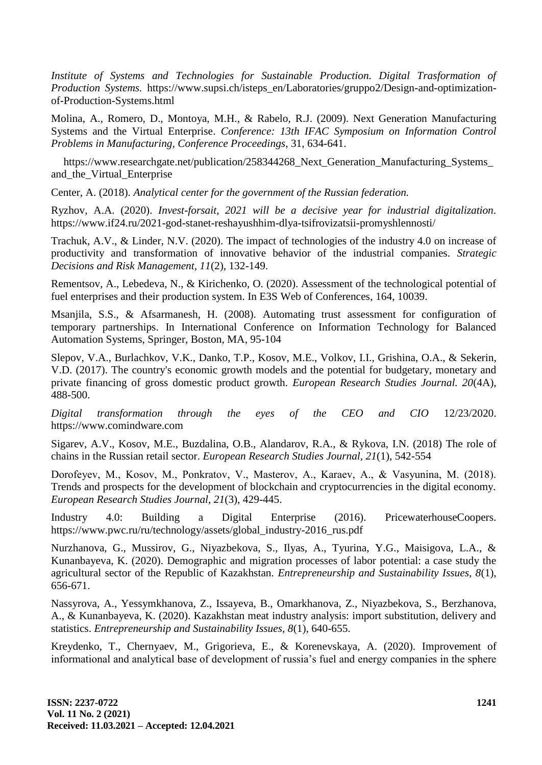*Institute of Systems and Technologies for Sustainable Production. Digital Trasformation of Production Systems.* https://www.supsi.ch/isteps_en/Laboratories/gruppo2/Design-and-optimization-of-Production-Systems.html

Molina, A., Romero, D., Montoya, M.H., & Rabelo, R.J. (2009). Next Generation Manufacturing Systems and the Virtual Enterprise. *Conference: 13th IFAC Symposium on Information Control Problems in Manufacturing, Conference Proceedings,* 31, 634-641.

https://www.researchgate.net/publication/258344268_Next_Generation_Manufacturing_Systems_and_the_Virtual_Enterprise

Center, A. (2018). *Analytical center for the government of the Russian federation.*

Ryzhov, A.A. (2020). *Invest-forsait, 2021 will be a decisive year for industrial digitalization*. https://www.if24.ru/2021-god-stanet-reshayushhim-dlya-tsifrovizatsii-promyshlennosti/

Trachuk, A.V., & Linder, N.V. (2020). The impact of technologies of the industry 4.0 on increase of productivity and transformation of innovative behavior of the industrial companies. *Strategic Decisions and Risk Management, 11*(2), 132-149.

Rementsov, A., Lebedeva, N., & Kirichenko, O. (2020). Assessment of the technological potential of fuel enterprises and their production system. In E3S Web of Conferences, 164, 10039.

Msanjila, S.S., & Afsarmanesh, H. (2008). Automating trust assessment for configuration of temporary partnerships. In International Conference on Information Technology for Balanced Automation Systems, Springer, Boston, MA, 95-104

Slepov, V.A., Burlachkov, V.K., Danko, T.P., Kosov, M.E., Volkov, I.I., Grishina, O.A., & Sekerin, V.D. (2017). The country's economic growth models and the potential for budgetary, monetary and private financing of gross domestic product growth. *European Research Studies Journal. 20*(4A), 488-500.

*Digital transformation through the eyes of the CEO and CIO* 12/23/2020. https://www.comindware.com

Sigarev, A.V., Kosov, M.E., Buzdalina, O.B., Alandarov, R.A., & Rykova, I.N. (2018) The role of chains in the Russian retail sector. *European Research Studies Journal, 21*(1), 542-554

Dorofeyev, M., Kosov, M., Ponkratov, V., Masterov, A., Karaev, A., & Vasyunina, M. (2018). Trends and prospects for the development of blockchain and cryptocurrencies in the digital economy. *European Research Studies Journal, 21*(3), 429-445.

Industry 4.0: Building a Digital Enterprise (2016). PricewaterhouseCoopers. https://www.pwc.ru/ru/technology/assets/global_industry-2016_rus.pdf

Nurzhanova, G., Mussirov, G., Niyazbekova, S., Ilyas, A., Tyurina, Y.G., Maisigova, L.A., & Kunanbayeva, K. (2020). Demographic and migration processes of labor potential: a case study the agricultural sector of the Republic of Kazakhstan. *Entrepreneurship and Sustainability Issues, 8*(1), 656-671.

Nassyrova, A., Yessymkhanova, Z., Issayeva, B., Omarkhanova, Z., Niyazbekova, S., Berzhanova, A., & Kunanbayeva, K. (2020). Kazakhstan meat industry analysis: import substitution, delivery and statistics. *Entrepreneurship and Sustainability Issues, 8*(1), 640-655.

Kreydenko, T., Chernyaev, M., Grigorieva, E., & Korenevskaya, A. (2020). Improvement of informational and analytical base of development of russia's fuel and energy companies in the sphere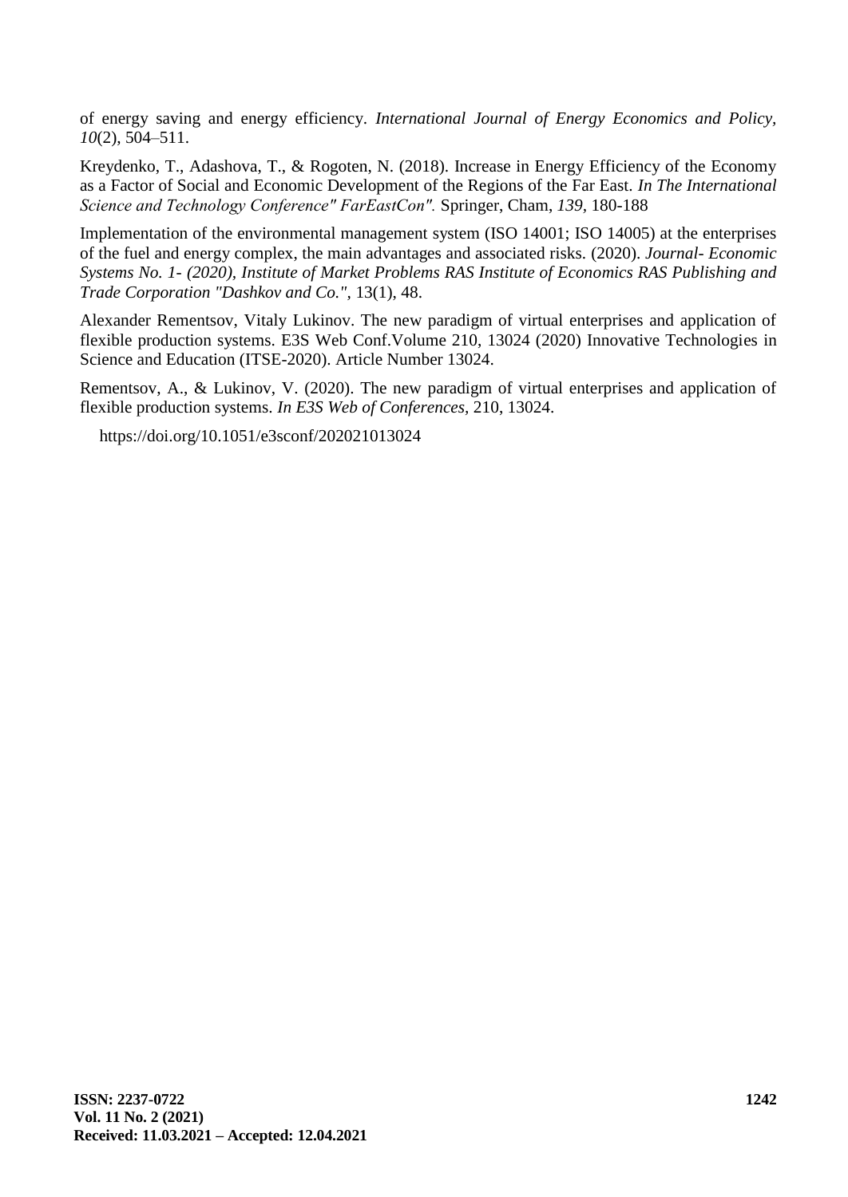of energy saving and energy efficiency. *International Journal of Energy Economics and Policy, 10*(2), 504–511.

Kreydenko, T., Adashova, T., & Rogoten, N. (2018). Increase in Energy Efficiency of the Economy as a Factor of Social and Economic Development of the Regions of the Far East. *In The International Science and Technology Conference" FarEastCon".* Springer, Cham, *139*, 180-188

Implementation of the environmental management system (ISO 14001; ISO 14005) at the enterprises of the fuel and energy complex, the main advantages and associated risks. (2020). *Journal- Economic Systems No. 1- (2020), Institute of Market Problems RAS Institute of Economics RAS Publishing and Trade Corporation "Dashkov and Co."*, 13(1), 48.

Alexander Rementsov, Vitaly Lukinov. The new paradigm of virtual enterprises and application of flexible production systems. E3S Web Conf.Volume 210, 13024 (2020) Innovative Technologies in Science and Education (ITSE-2020). Article Number 13024.

Rementsov, A., & Lukinov, V. (2020). The new paradigm of virtual enterprises and application of flexible production systems. *In E3S Web of Conferences,* 210, 13024.

https://doi.org/10.1051/e3sconf/202021013024